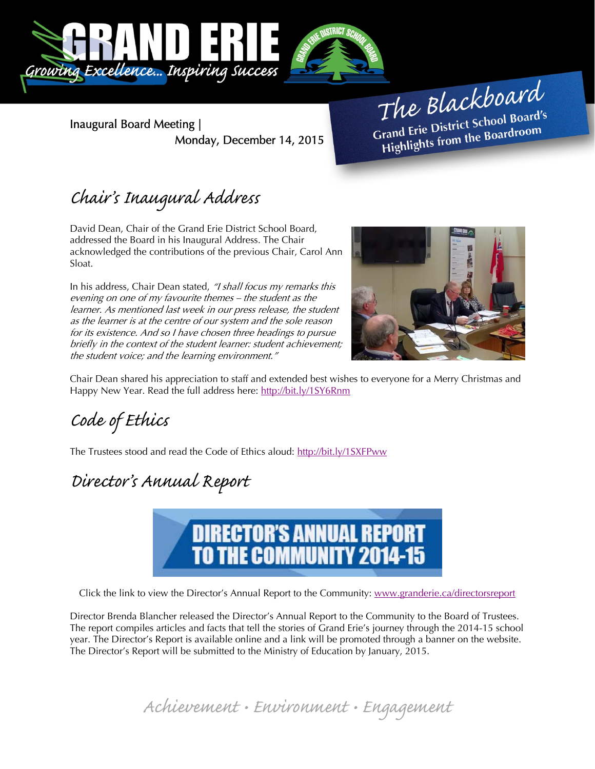Inaugural Board Meeting | Monday, December 14, 2015

**The Blackboard**
**Grand Erie District School Board's Highlights from the Boardroom**

## Chair's Inaugural Address

David Dean, Chair of the Grand Erie District School Board, addressed the Board in his Inaugural Address. The Chair acknowledged the contributions of the previous Chair, Carol Ann Sloat.

In his address, Chair Dean stated, *"I shall focus my remarks this evening on one of my favourite themes – the student as the learner. As mentioned last week in our press release, the student as the learner is at the centre of our system and the sole reason for its existence. And so I have chosen three headings to pursue briefly in the context of the student learner: student achievement; the student voice; and the learning environment."*

Chair Dean shared his appreciation to staff and extended best wishes to everyone for a Merry Christmas and Happy New Year. Read the full address here: http://bit.ly/1SY6Rnm

## Code of Ethics

The Trustees stood and read the Code of Ethics aloud: http://bit.ly/1SXFPww

## Director's Annual Report

**DIRECTOR'S ANNUAL REPORT TO THE COMMUNITY 2014-15**

Click the link to view the Director's Annual Report to the Community: www.granderie.ca/directorsreport

Director Brenda Blancher released the Director's Annual Report to the Community to the Board of Trustees. The report compiles articles and facts that tell the stories of Grand Erie's journey through the 2014-15 school year. The Director's Report is available online and a link will be promoted through a banner on the website. The Director's Report will be submitted to the Ministry of Education by January, 2015.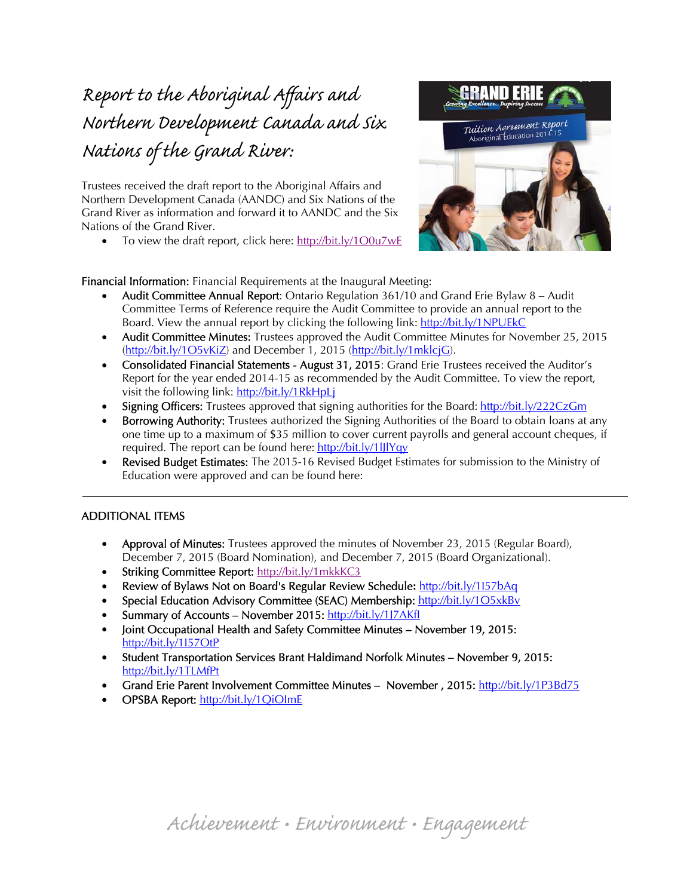## Report to the Aboriginal Affairs and Northern Development Canada and Six Nations of the Grand River:

Trustees received the draft report to the Aboriginal Affairs and Northern Development Canada (AANDC) and Six Nations of the Grand River as information and forward it to AANDC and the Six Nations of the Grand River.

- To view the draft report, click here: http://bit.ly/1O0u7wE

**Financial Information:** Financial Requirements at the Inaugural Meeting:

- **Audit Committee Annual Report**: Ontario Regulation 361/10 and Grand Erie Bylaw 8 – Audit Committee Terms of Reference require the Audit Committee to provide an annual report to the Board. View the annual report by clicking the following link: http://bit.ly/1NPUEkC
- **Audit Committee Minutes:** Trustees approved the Audit Committee Minutes for November 25, 2015 (http://bit.ly/1O5vKiZ) and December 1, 2015 (http://bit.ly/1mklcjG).
- **Consolidated Financial Statements - August 31, 2015**: Grand Erie Trustees received the Auditor's Report for the year ended 2014-15 as recommended by the Audit Committee. To view the report, visit the following link: http://bit.ly/1RkHpLj
- **Signing Officers:** Trustees approved that signing authorities for the Board: http://bit.ly/222CzGm
- **Borrowing Authority:** Trustees authorized the Signing Authorities of the Board to obtain loans at any one time up to a maximum of $35 million to cover current payrolls and general account cheques, if required. The report can be found here: http://bit.ly/1lJlYqy
- **Revised Budget Estimates:** The 2015-16 Revised Budget Estimates for submission to the Ministry of Education were approved and can be found here:

---

### ADDITIONAL ITEMS

- **Approval of Minutes:** Trustees approved the minutes of November 23, 2015 (Regular Board), December 7, 2015 (Board Nomination), and December 7, 2015 (Board Organizational).
- **Striking Committee Report:** http://bit.ly/1mkkKC3
- **Review of Bylaws Not on Board's Regular Review Schedule:** http://bit.ly/1I57bAq
- **Special Education Advisory Committee (SEAC) Membership:** http://bit.ly/1O5xkBv
- **Summary of Accounts – November 2015:** http://bit.ly/1J7AKfI
- **Joint Occupational Health and Safety Committee Minutes – November 19, 2015:** http://bit.ly/1I57OtP
- **Student Transportation Services Brant Haldimand Norfolk Minutes – November 9, 2015:** http://bit.ly/1TLMfPt
- **Grand Erie Parent Involvement Committee Minutes – November , 2015:** http://bit.ly/1P3Bd75
- **OPSBA Report:** http://bit.ly/1QiOImE

*Achievement • Environment • Engagement*